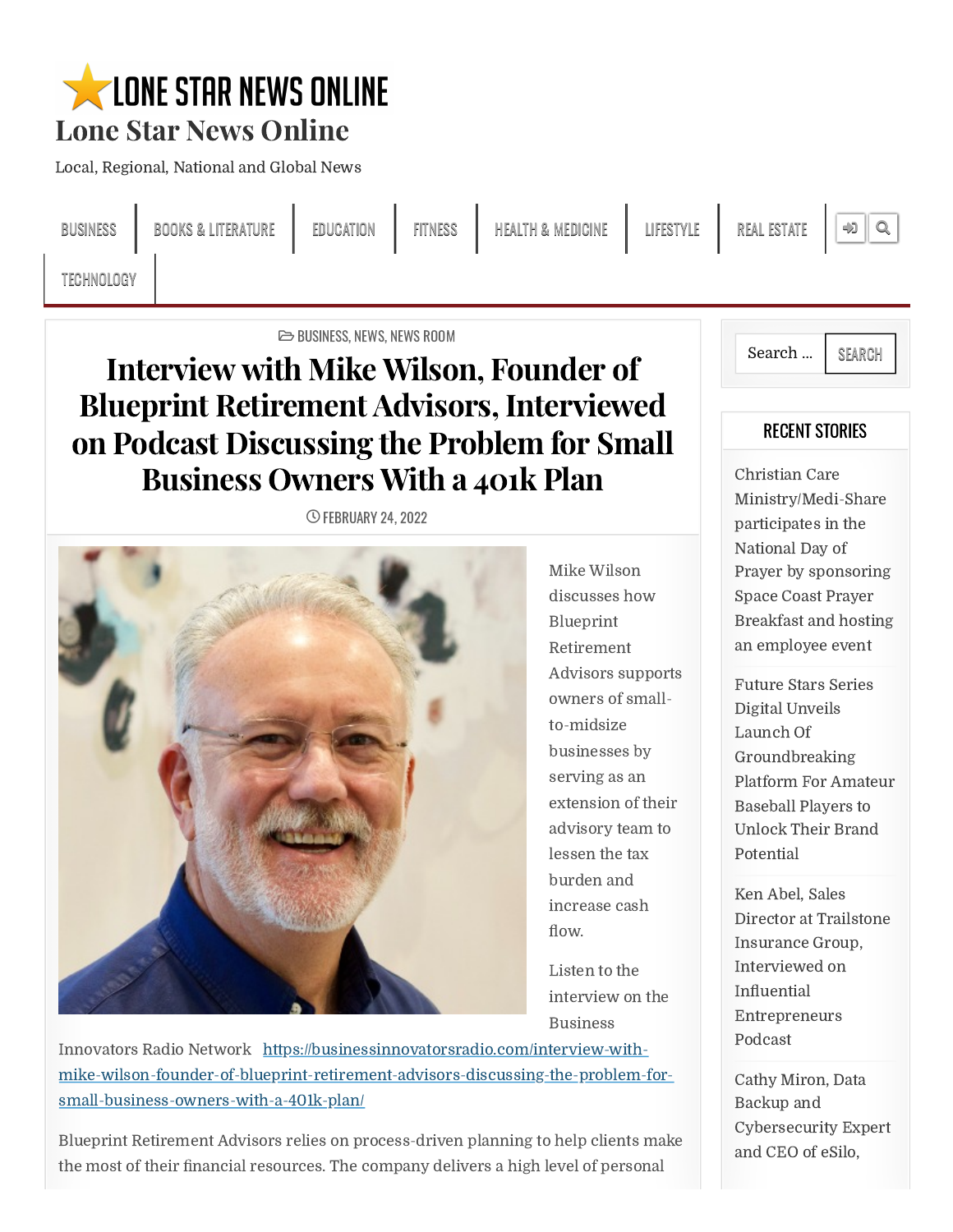# Lone Star News Online

Local, Regional, National and Global News

BUSINESS | BOOKS & LITERATURE | EDUCATION | FITNESS | HEALTH & MEDICINE | LIFESTYLE | REAL ESTATE | TECHNOLOGY

BUSINESS, NEWS, NEWS ROOM

## Interview with Mike Wilson, Founder of Blueprint Retirement Advisors, Interviewed on Podcast Discussing the Problem for Small Business Owners With a 401k Plan

FEBRUARY 24, 2022

Mike Wilson discusses how Blueprint Retirement Advisors supports owners of small-to-midsize businesses by serving as an extension of their advisory team to lessen the tax burden and increase cash flow.

Listen to the interview on the Business Innovators Radio Network https://businessinnovatorsradio.com/interview-with-mike-wilson-founder-of-blueprint-retirement-advisors-discussing-the-problem-for-small-business-owners-with-a-401k-plan/

Blueprint Retirement Advisors relies on process-driven planning to help clients make the most of their financial resources. The company delivers a high level of personal

Search ... SEARCH

### RECENT STORIES

- Christian Care Ministry/Medi-Share participates in the National Day of Prayer by sponsoring Space Coast Prayer Breakfast and hosting an employee event
- Future Stars Series Digital Unveils Launch Of Groundbreaking Platform For Amateur Baseball Players to Unlock Their Brand Potential
- Ken Abel, Sales Director at Trailstone Insurance Group, Interviewed on Influential Entrepreneurs Podcast
- Cathy Miron, Data Backup and Cybersecurity Expert and CEO of eSilo,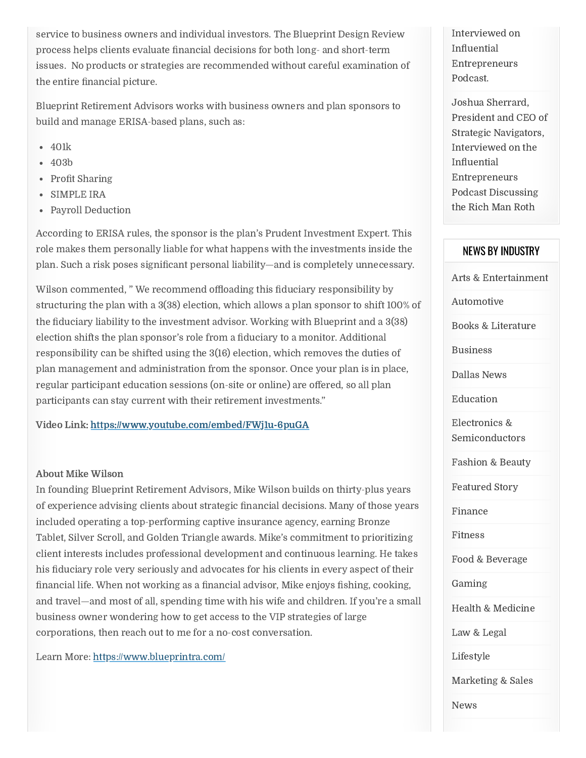service to business owners and individual investors. The Blueprint Design Review process helps clients evaluate financial decisions for both long- and short-term issues. No products or strategies are recommended without careful examination of the entire financial picture.

Blueprint Retirement Advisors works with business owners and plan sponsors to build and manage ERISA-based plans, such as:

- 401k
- 403b
- Profit Sharing
- SIMPLE IRA
- Payroll Deduction

According to ERISA rules, the sponsor is the plan's Prudent Investment Expert. This role makes them personally liable for what happens with the investments inside the plan. Such a risk poses significant personal liability—and is completely unnecessary.

Wilson commented, " We recommend offloading this fiduciary responsibility by structuring the plan with a 3(38) election, which allows a plan sponsor to shift 100% of the fiduciary liability to the investment advisor. Working with Blueprint and a 3(38) election shifts the plan sponsor's role from a fiduciary to a monitor. Additional responsibility can be shifted using the 3(16) election, which removes the duties of plan management and administration from the sponsor. Once your plan is in place, regular participant education sessions (on-site or online) are offered, so all plan participants can stay current with their retirement investments."

**Video Link:** https://www.youtube.com/embed/FWj1u-6puGA

**About Mike Wilson**
In founding Blueprint Retirement Advisors, Mike Wilson builds on thirty-plus years of experience advising clients about strategic financial decisions. Many of those years included operating a top-performing captive insurance agency, earning Bronze Tablet, Silver Scroll, and Golden Triangle awards. Mike's commitment to prioritizing client interests includes professional development and continuous learning. He takes his fiduciary role very seriously and advocates for his clients in every aspect of their financial life. When not working as a financial advisor, Mike enjoys fishing, cooking, and travel—and most of all, spending time with his wife and children. If you're a small business owner wondering how to get access to the VIP strategies of large corporations, then reach out to me for a no-cost conversation.

Learn More: https://www.blueprintra.com/

Interviewed on Influential Entrepreneurs Podcast.

Joshua Sherrard, President and CEO of Strategic Navigators, Interviewed on the Influential Entrepreneurs Podcast Discussing the Rich Man Roth

## NEWS BY INDUSTRY

- Arts & Entertainment
- Automotive
- Books & Literature
- Business
- Dallas News
- Education
- Electronics & Semiconductors
- Fashion & Beauty
- Featured Story
- Finance
- Fitness
- Food & Beverage
- Gaming
- Health & Medicine
- Law & Legal
- Lifestyle
- Marketing & Sales
- News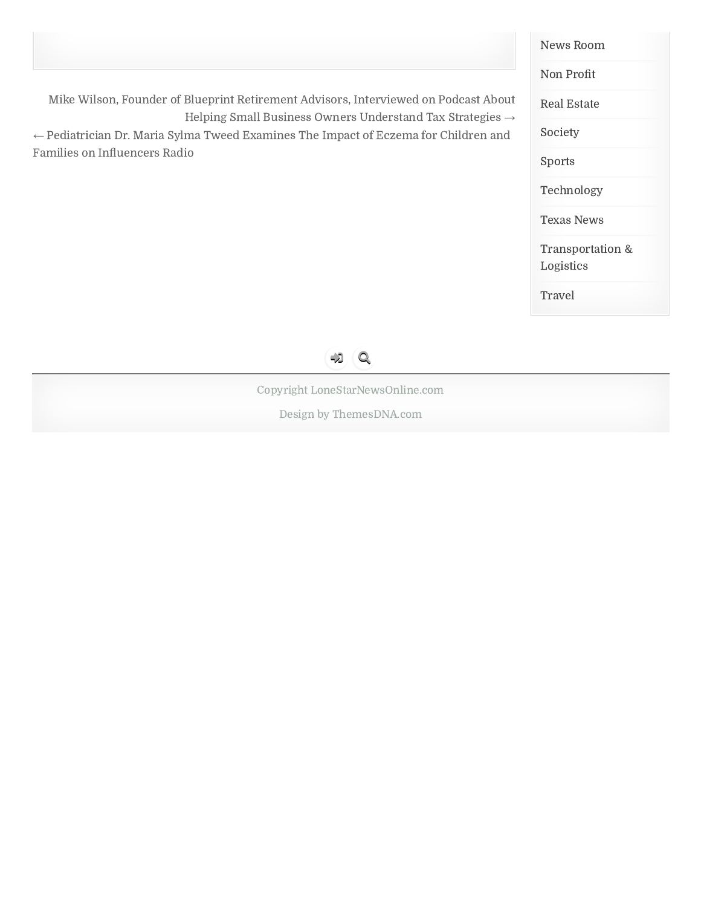Mike Wilson, Founder of Blueprint Retirement Advisors, Interviewed on Podcast About Helping Small Business Owners Understand Tax Strategies →

← Pediatrician Dr. Maria Sylma Tweed Examines The Impact of Eczema for Children and Families on Influencers Radio

- News Room
- Non Profit
- Real Estate
- Society
- Sports
- Technology
- Texas News
- Transportation & Logistics
- Travel

Copyright LoneStarNewsOnline.com

Design by ThemesDNA.com